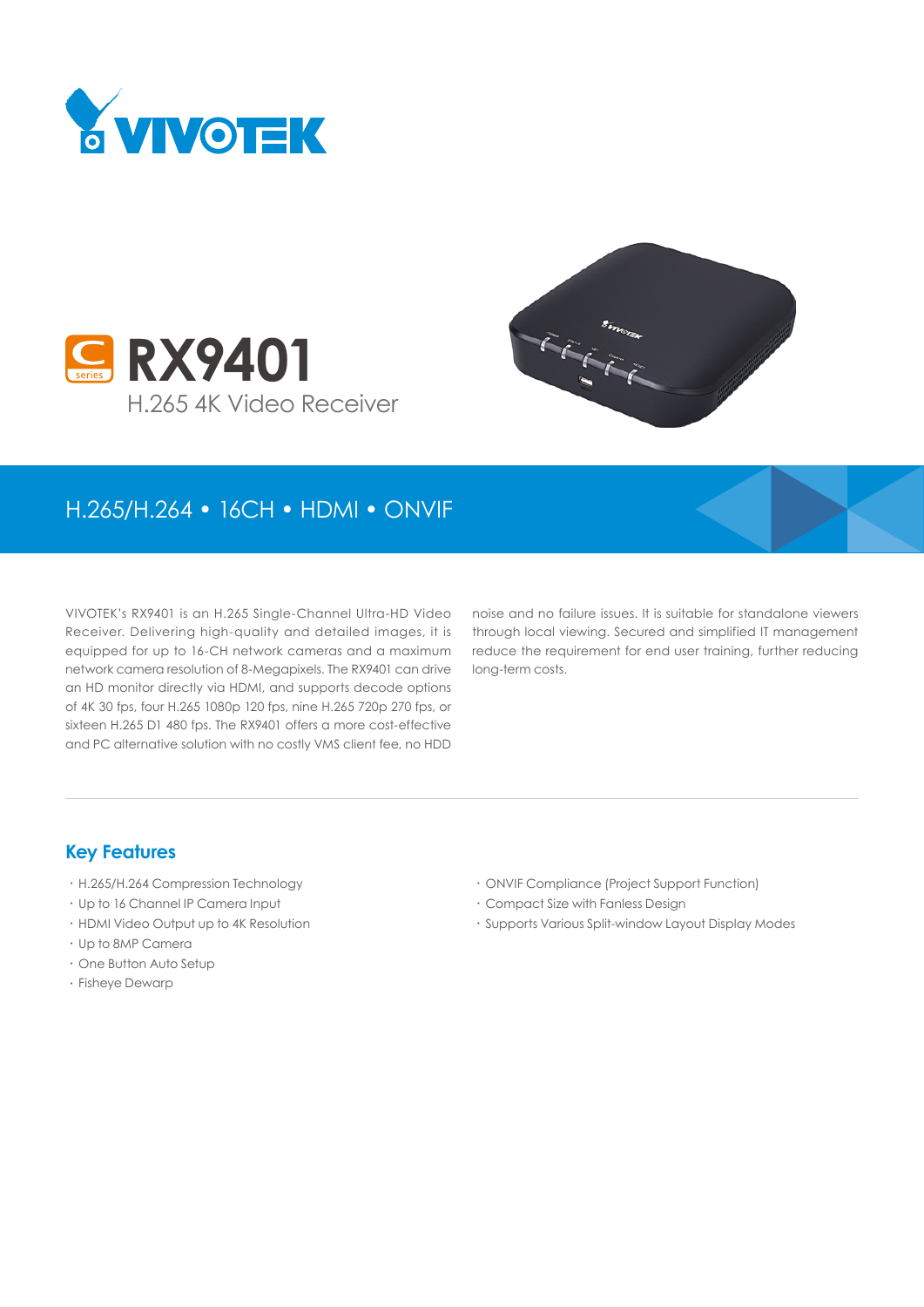VIVOTEK

# RX9401

H.265 4K Video Receiver

H.265/H.264 • 16CH • HDMI • ONVIF

VIVOTEK's RX9401 is an H.265 Single-Channel Ultra-HD Video Receiver. Delivering high-quality and detailed images, it is equipped for up to 16-CH network cameras and a maximum network camera resolution of 8-Megapixels. The RX9401 can drive an HD monitor directly via HDMI, and supports decode options of 4K 30 fps, four H.265 1080p 120 fps, nine H.265 720p 270 fps, or sixteen H.265 D1 480 fps. The RX9401 offers a more cost-effective and PC alternative solution with no costly VMS client fee, no HDD noise and no failure issues. It is suitable for standalone viewers through local viewing. Secured and simplified IT management reduce the requirement for end user training, further reducing long-term costs.

## Key Features

- H.265/H.264 Compression Technology
- Up to 16 Channel IP Camera Input
- HDMI Video Output up to 4K Resolution
- Up to 8MP Camera
- One Button Auto Setup
- Fisheye Dewarp
- ONVIF Compliance (Project Support Function)
- Compact Size with Fanless Design
- Supports Various Split-window Layout Display Modes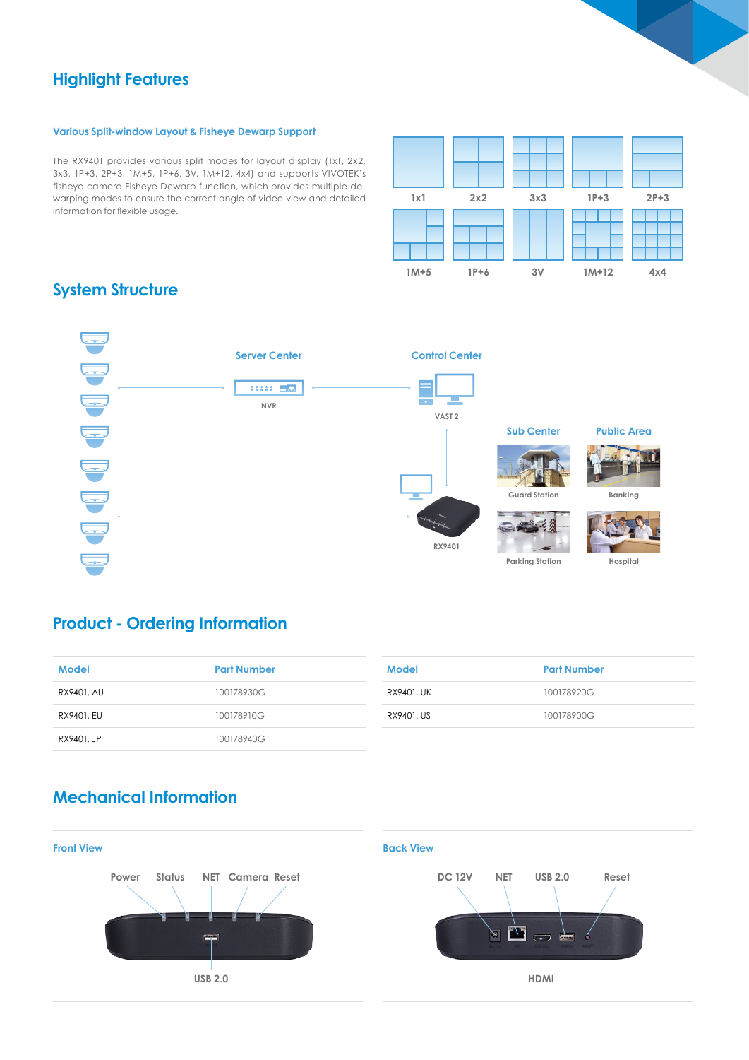## Highlight Features

### Various Split-window Layout & Fisheye Dewarp Support

The RX9401 provides various split modes for layout display (1x1, 2x2, 3x3, 1P+3, 2P+3, 1M+5, 1P+6, 3V, 1M+12, 4x4) and supports VIVOTEK's fisheye camera Fisheye Dewarp function, which provides multiple de-warping modes to ensure the correct angle of video view and detailed information for flexible usage.

1x1 | 2x2 | 3x3 | 1P+3 | 2P+3

1M+5 | 1P+6 | 3V | 1M+12 | 4x4

## System Structure

Server Center — NVR

Control Center — VAST 2

RX9401

Sub Center — Guard Station, Parking Station

Public Area — Banking, Hospital

## Product - Ordering Information

| Model | Part Number |
|---|---|
| RX9401, AU | 100178930G |
| RX9401, EU | 100178910G |
| RX9401, JP | 100178940G |
| RX9401, UK | 100178920G |
| RX9401, US | 100178900G |

## Mechanical Information

### Front View

Power, Status, NET, Camera, Reset, USB 2.0

### Back View

DC 12V, NET, USB 2.0, Reset, HDMI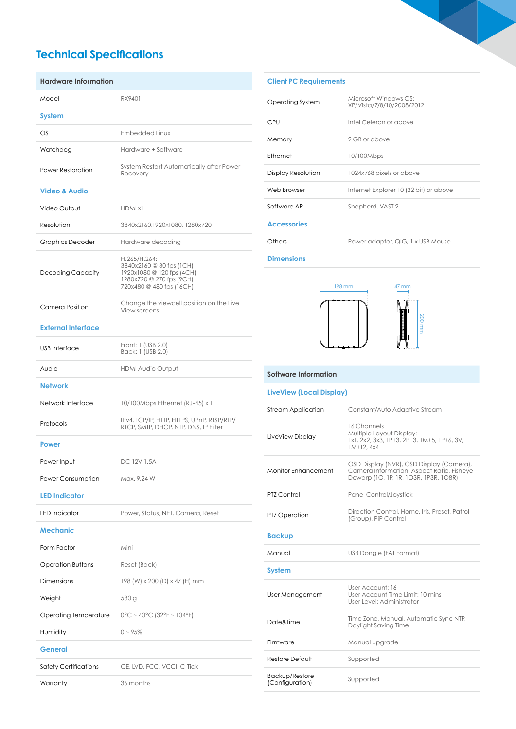# Technical Specifications

## Hardware Information

| | |
|---|---|
| Model | RX9401 |
| **System** | |
| OS | Embedded Linux |
| Watchdog | Hardware + Software |
| Power Restoration | System Restart Automatically after Power Recovery |
| **Video & Audio** | |
| Video Output | HDMI x1 |
| Resolution | 3840x2160,1920x1080, 1280x720 |
| Graphics Decoder | Hardware decoding |
| Decoding Capacity | H.265/H.264:<br>3840x2160 @ 30 fps (1CH)<br>1920x1080 @ 120 fps (4CH)<br>1280x720 @ 270 fps (9CH)<br>720x480 @ 480 fps (16CH) |
| Camera Position | Change the viewcell position on the Live View screens |
| **External Interface** | |
| USB Interface | Front: 1 (USB 2.0)<br>Back: 1 (USB 2.0) |
| Audio | HDMI Audio Output |
| **Network** | |
| Network Interface | 10/100Mbps Ethernet (RJ-45) x 1 |
| Protocols | IPv4, TCP/IP, HTTP, HTTPS, UPnP, RTSP/RTP/RTCP, SMTP, DHCP, NTP, DNS, IP Filter |
| **Power** | |
| Power Input | DC 12V 1.5A |
| Power Consumption | Max. 9.24 W |
| **LED Indicator** | |
| LED Indicator | Power, Status, NET, Camera, Reset |
| **Mechanic** | |
| Form Factor | Mini |
| Operation Buttons | Reset (Back) |
| Dimensions | 198 (W) x 200 (D) x 47 (H) mm |
| Weight | 530 g |
| Operating Temperature | 0°C ~ 40°C (32°F ~ 104°F) |
| Humidity | 0 ~ 95% |
| **General** | |
| Safety Certifications | CE, LVD, FCC, VCCI, C-Tick |
| Warranty | 36 months |

## Client PC Requirements

| | |
|---|---|
| Operating System | Microsoft Windows OS: XP/Vista/7/8/10/2008/2012 |
| CPU | Intel Celeron or above |
| Memory | 2 GB or above |
| Ethernet | 10/100Mbps |
| Display Resolution | 1024x768 pixels or above |
| Web Browser | Internet Explorer 10 (32 bit) or above |
| Software AP | Shepherd, VAST 2 |
| **Accessories** | |
| Others | Power adaptor, QIG, 1 x USB Mouse |

### Dimensions

198 mm  47 mm  200 mm

## Software Information

| | |
|---|---|
| **LiveView (Local Display)** | |
| Stream Application | Constant/Auto Adaptive Stream |
| LiveView Display | 16 Channels<br>Multiple Layout Display:<br>1x1, 2x2, 3x3, 1P+3, 2P+3, 1M+5, 1P+6, 3V, 1M+12, 4x4 |
| Monitor Enhancement | OSD Display (NVR), OSD Display (Camera), Camera Information, Aspect Ratio, Fisheye Dewarp (1O, 1P, 1R, 1O3R, 1P3R, 1O8R) |
| PTZ Control | Panel Control/Joystick |
| PTZ Operation | Direction Control, Home, Iris, Preset, Patrol (Group), PiP Control |
| **Backup** | |
| Manual | USB Dongle (FAT Format) |
| **System** | |
| User Management | User Account: 16<br>User Account Time Limit: 10 mins<br>User Level: Administrator |
| Date&Time | Time Zone, Manual, Automatic Sync NTP, Daylight Saving Time |
| Firmware | Manual upgrade |
| Restore Default | Supported |
| Backup/Restore (Configuration) | Supported |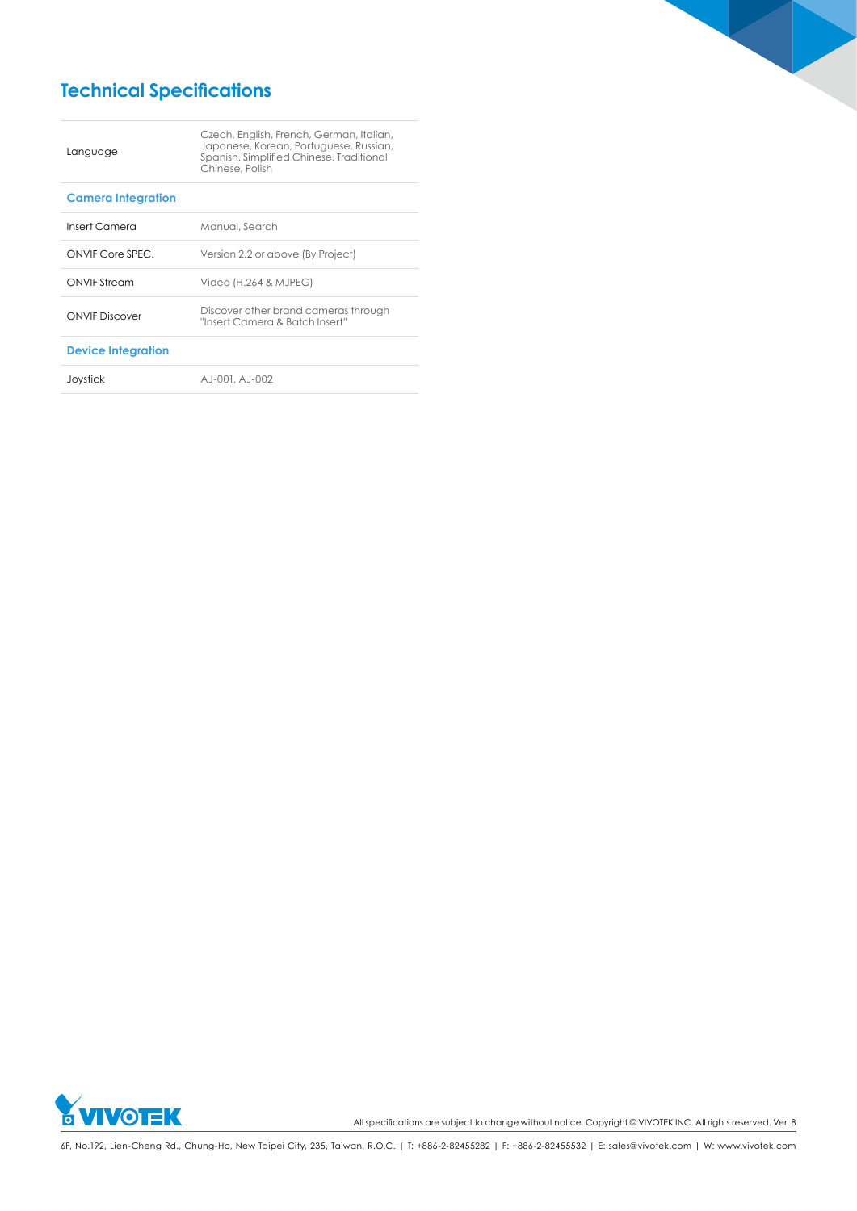## Technical Specifications

| | |
|---|---|
| Language | Czech, English, French, German, Italian, Japanese, Korean, Portuguese, Russian, Spanish, Simplified Chinese, Traditional Chinese, Polish |
| **Camera Integration** | |
| Insert Camera | Manual, Search |
| ONVIF Core SPEC. | Version 2.2 or above (By Project) |
| ONVIF Stream | Video (H.264 & MJPEG) |
| ONVIF Discover | Discover other brand cameras through "Insert Camera & Batch Insert" |
| **Device Integration** | |
| Joystick | AJ-001, AJ-002 |

All specifications are subject to change without notice. Copyright © VIVOTEK INC. All rights reserved. Ver. 8

6F, No.192, Lien-Cheng Rd., Chung-Ho, New Taipei City, 235, Taiwan, R.O.C. | T: +886-2-82455282 | F: +886-2-82455532 | E: sales@vivotek.com | W: www.vivotek.com